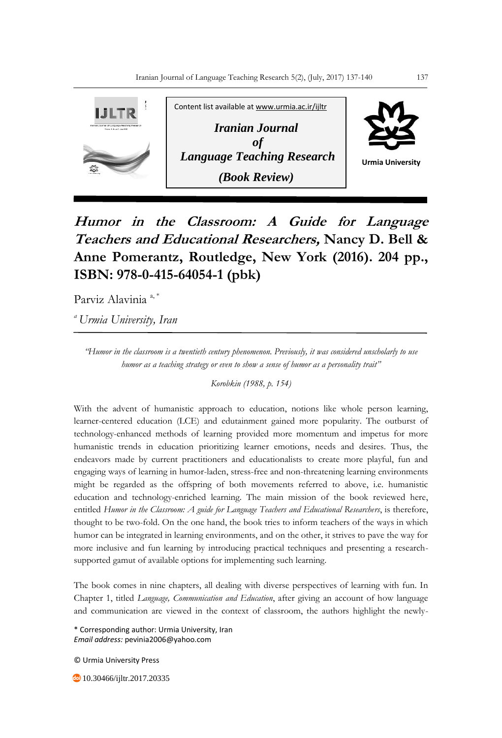Content list available at www.urmia.ac.ir/ijltr

*Iranian Journal of Language Teaching Research*

*(Book Review)*

Urmia University

# *Humor in the Classroom: A Guide for Language Teachers and Educational Researchers,* Nancy D. Bell & Anne Pomerantz, Routledge, New York (2016). 204 pp., ISBN: 978-0-415-64054-1 (pbk)

Parviz Alavinia [a, *]

[a] *Urmia University, Iran*

*"Humor in the classroom is a twentieth century phenomenon. Previously, it was considered unscholarly to use humor as a teaching strategy or even to show a sense of humor as a personality trait"*

*Korobkin (1988, p. 154)*

With the advent of humanistic approach to education, notions like whole person learning, learner-centered education (LCE) and edutainment gained more popularity. The outburst of technology-enhanced methods of learning provided more momentum and impetus for more humanistic trends in education prioritizing learner emotions, needs and desires. Thus, the endeavors made by current practitioners and educationalists to create more playful, fun and engaging ways of learning in humor-laden, stress-free and non-threatening learning environments might be regarded as the offspring of both movements referred to above, i.e. humanistic education and technology-enriched learning. The main mission of the book reviewed here, entitled *Humor in the Classroom: A guide for Language Teachers and Educational Researchers*, is therefore, thought to be two-fold. On the one hand, the book tries to inform teachers of the ways in which humor can be integrated in learning environments, and on the other, it strives to pave the way for more inclusive and fun learning by introducing practical techniques and presenting a research-supported gamut of available options for implementing such learning.

The book comes in nine chapters, all dealing with diverse perspectives of learning with fun. In Chapter 1, titled *Language, Communication and Education*, after giving an account of how language and communication are viewed in the context of classroom, the authors highlight the newly-

\* Corresponding author: Urmia University, Iran
*Email address:* pevinia2006@yahoo.com

© Urmia University Press

10.30466/ijltr.2017.20335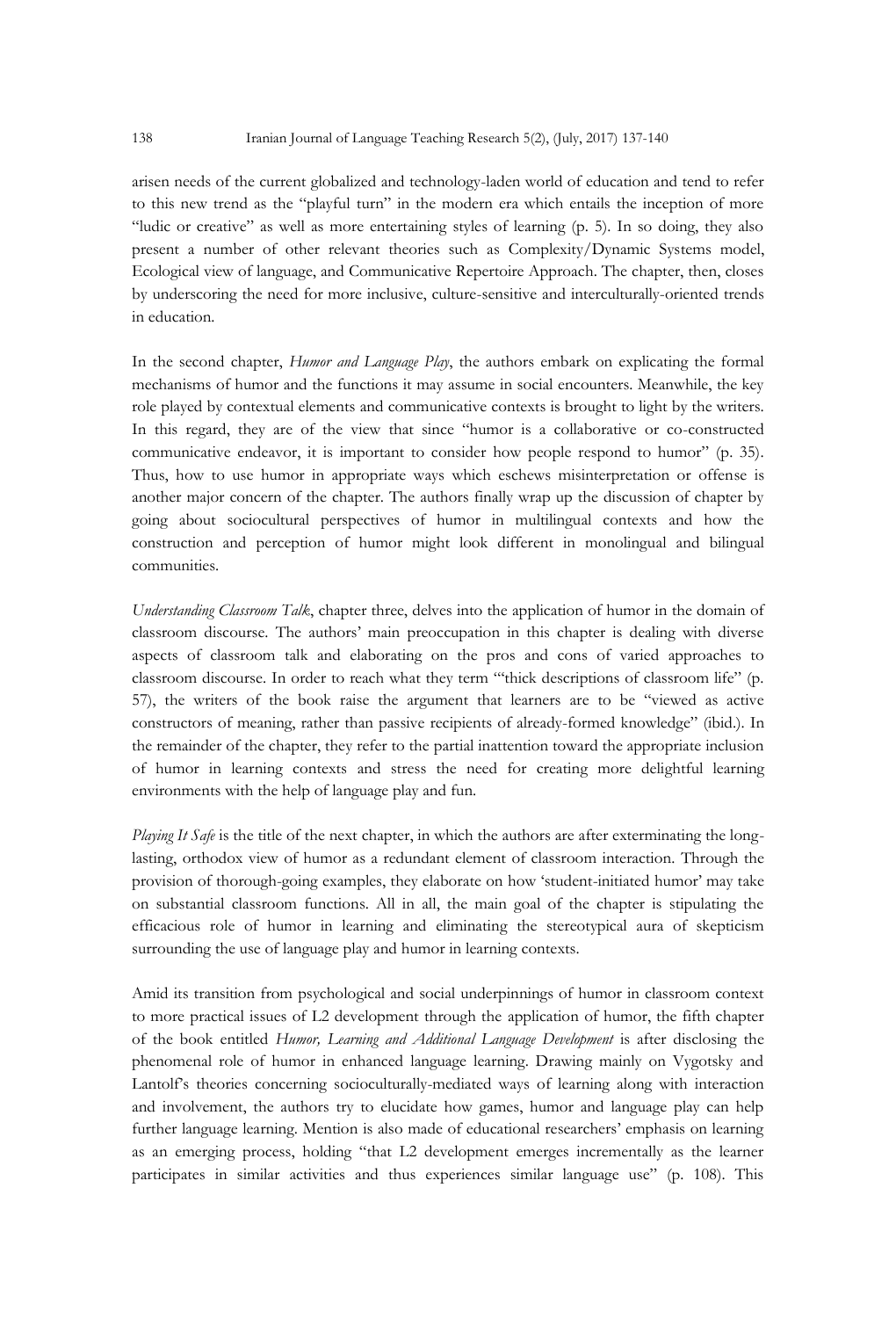arisen needs of the current globalized and technology-laden world of education and tend to refer to this new trend as the "playful turn" in the modern era which entails the inception of more "ludic or creative" as well as more entertaining styles of learning (p. 5). In so doing, they also present a number of other relevant theories such as Complexity/Dynamic Systems model, Ecological view of language, and Communicative Repertoire Approach. The chapter, then, closes by underscoring the need for more inclusive, culture-sensitive and interculturally-oriented trends in education.

In the second chapter, *Humor and Language Play*, the authors embark on explicating the formal mechanisms of humor and the functions it may assume in social encounters. Meanwhile, the key role played by contextual elements and communicative contexts is brought to light by the writers. In this regard, they are of the view that since "humor is a collaborative or co-constructed communicative endeavor, it is important to consider how people respond to humor" (p. 35). Thus, how to use humor in appropriate ways which eschews misinterpretation or offense is another major concern of the chapter. The authors finally wrap up the discussion of chapter by going about sociocultural perspectives of humor in multilingual contexts and how the construction and perception of humor might look different in monolingual and bilingual communities.

*Understanding Classroom Talk*, chapter three, delves into the application of humor in the domain of classroom discourse. The authors' main preoccupation in this chapter is dealing with diverse aspects of classroom talk and elaborating on the pros and cons of varied approaches to classroom discourse. In order to reach what they term "'thick descriptions of classroom life" (p. 57), the writers of the book raise the argument that learners are to be "viewed as active constructors of meaning, rather than passive recipients of already-formed knowledge" (ibid.). In the remainder of the chapter, they refer to the partial inattention toward the appropriate inclusion of humor in learning contexts and stress the need for creating more delightful learning environments with the help of language play and fun.

*Playing It Safe* is the title of the next chapter, in which the authors are after exterminating the long-lasting, orthodox view of humor as a redundant element of classroom interaction. Through the provision of thorough-going examples, they elaborate on how 'student-initiated humor' may take on substantial classroom functions. All in all, the main goal of the chapter is stipulating the efficacious role of humor in learning and eliminating the stereotypical aura of skepticism surrounding the use of language play and humor in learning contexts.

Amid its transition from psychological and social underpinnings of humor in classroom context to more practical issues of L2 development through the application of humor, the fifth chapter of the book entitled *Humor, Learning and Additional Language Development* is after disclosing the phenomenal role of humor in enhanced language learning. Drawing mainly on Vygotsky and Lantolf's theories concerning socioculturally-mediated ways of learning along with interaction and involvement, the authors try to elucidate how games, humor and language play can help further language learning. Mention is also made of educational researchers' emphasis on learning as an emerging process, holding "that L2 development emerges incrementally as the learner participates in similar activities and thus experiences similar language use" (p. 108). This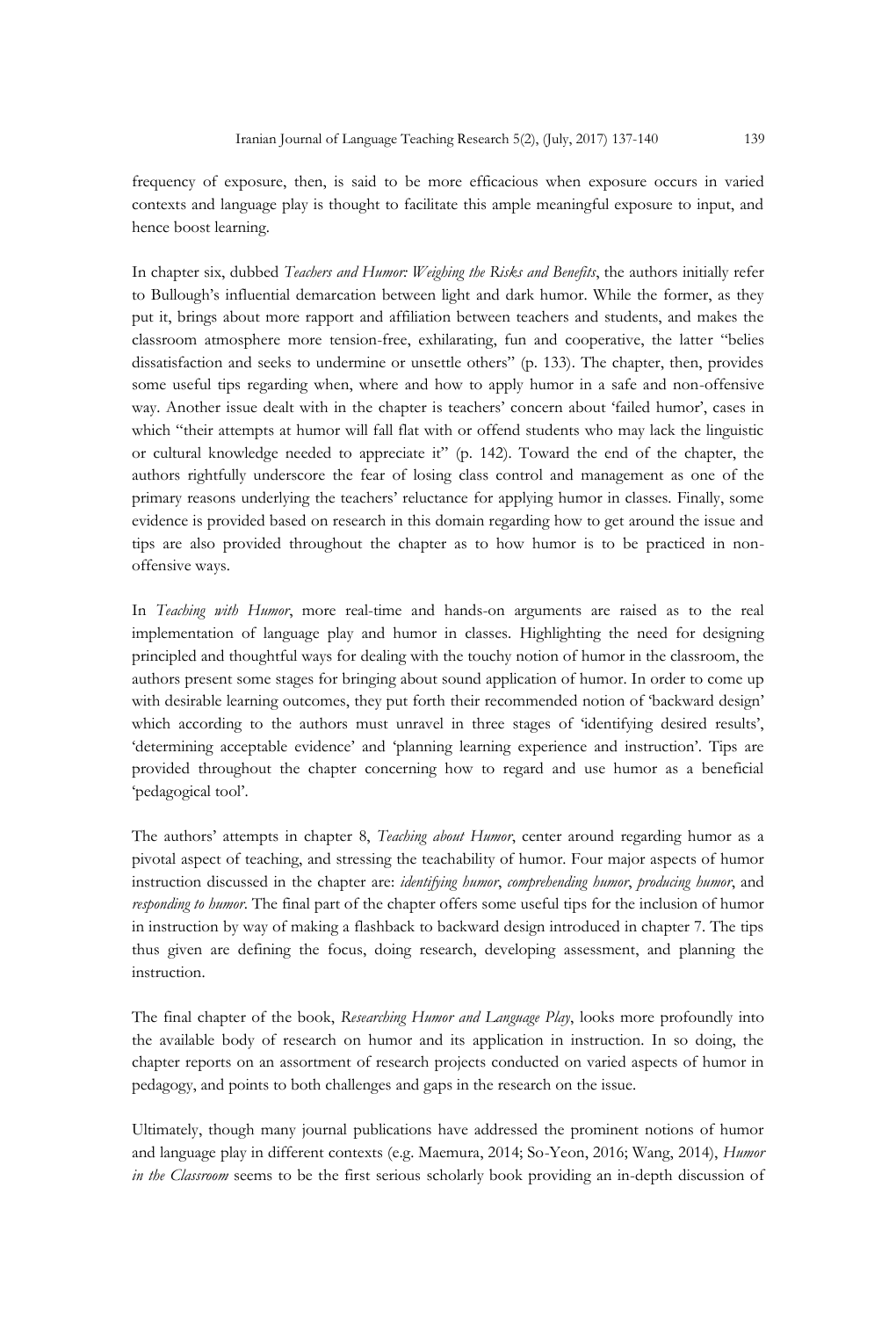frequency of exposure, then, is said to be more efficacious when exposure occurs in varied contexts and language play is thought to facilitate this ample meaningful exposure to input, and hence boost learning.

In chapter six, dubbed *Teachers and Humor: Weighing the Risks and Benefits*, the authors initially refer to Bullough's influential demarcation between light and dark humor. While the former, as they put it, brings about more rapport and affiliation between teachers and students, and makes the classroom atmosphere more tension-free, exhilarating, fun and cooperative, the latter "belies dissatisfaction and seeks to undermine or unsettle others" (p. 133). The chapter, then, provides some useful tips regarding when, where and how to apply humor in a safe and non-offensive way. Another issue dealt with in the chapter is teachers' concern about 'failed humor', cases in which "their attempts at humor will fall flat with or offend students who may lack the linguistic or cultural knowledge needed to appreciate it" (p. 142). Toward the end of the chapter, the authors rightfully underscore the fear of losing class control and management as one of the primary reasons underlying the teachers' reluctance for applying humor in classes. Finally, some evidence is provided based on research in this domain regarding how to get around the issue and tips are also provided throughout the chapter as to how humor is to be practiced in non-offensive ways.

In *Teaching with Humor*, more real-time and hands-on arguments are raised as to the real implementation of language play and humor in classes. Highlighting the need for designing principled and thoughtful ways for dealing with the touchy notion of humor in the classroom, the authors present some stages for bringing about sound application of humor. In order to come up with desirable learning outcomes, they put forth their recommended notion of 'backward design' which according to the authors must unravel in three stages of 'identifying desired results', 'determining acceptable evidence' and 'planning learning experience and instruction'. Tips are provided throughout the chapter concerning how to regard and use humor as a beneficial 'pedagogical tool'.

The authors' attempts in chapter 8, *Teaching about Humor*, center around regarding humor as a pivotal aspect of teaching, and stressing the teachability of humor. Four major aspects of humor instruction discussed in the chapter are: *identifying humor*, *comprehending humor*, *producing humor*, and *responding to humor*. The final part of the chapter offers some useful tips for the inclusion of humor in instruction by way of making a flashback to backward design introduced in chapter 7. The tips thus given are defining the focus, doing research, developing assessment, and planning the instruction.

The final chapter of the book, *Researching Humor and Language Play*, looks more profoundly into the available body of research on humor and its application in instruction. In so doing, the chapter reports on an assortment of research projects conducted on varied aspects of humor in pedagogy, and points to both challenges and gaps in the research on the issue.

Ultimately, though many journal publications have addressed the prominent notions of humor and language play in different contexts (e.g. Maemura, 2014; So-Yeon, 2016; Wang, 2014), *Humor in the Classroom* seems to be the first serious scholarly book providing an in-depth discussion of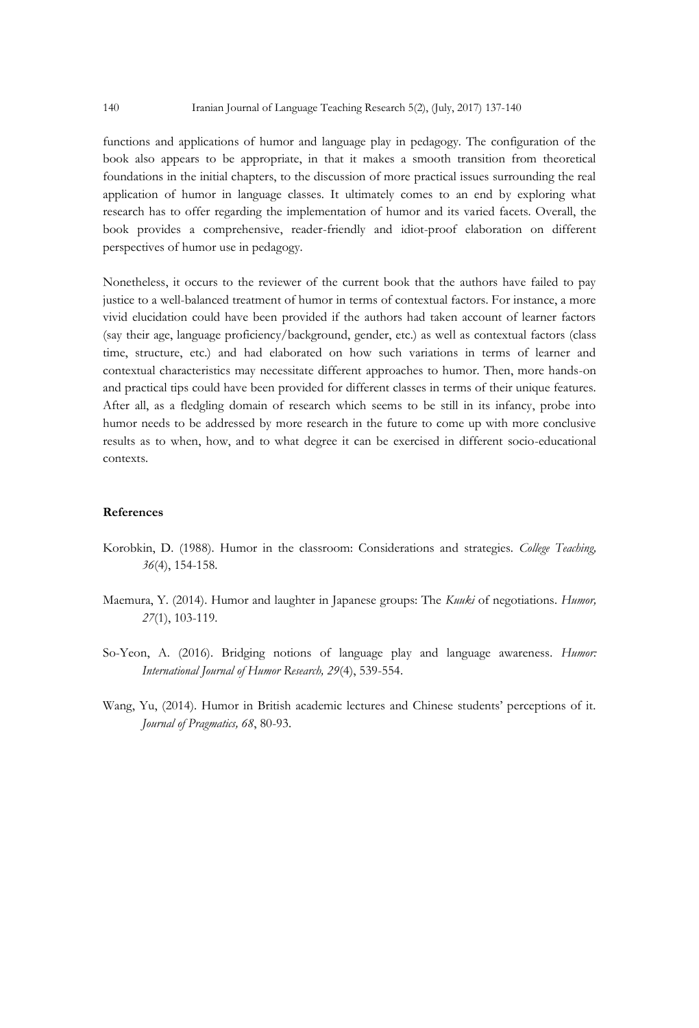functions and applications of humor and language play in pedagogy. The configuration of the book also appears to be appropriate, in that it makes a smooth transition from theoretical foundations in the initial chapters, to the discussion of more practical issues surrounding the real application of humor in language classes. It ultimately comes to an end by exploring what research has to offer regarding the implementation of humor and its varied facets. Overall, the book provides a comprehensive, reader-friendly and idiot-proof elaboration on different perspectives of humor use in pedagogy.

Nonetheless, it occurs to the reviewer of the current book that the authors have failed to pay justice to a well-balanced treatment of humor in terms of contextual factors. For instance, a more vivid elucidation could have been provided if the authors had taken account of learner factors (say their age, language proficiency/background, gender, etc.) as well as contextual factors (class time, structure, etc.) and had elaborated on how such variations in terms of learner and contextual characteristics may necessitate different approaches to humor. Then, more hands-on and practical tips could have been provided for different classes in terms of their unique features. After all, as a fledgling domain of research which seems to be still in its infancy, probe into humor needs to be addressed by more research in the future to come up with more conclusive results as to when, how, and to what degree it can be exercised in different socio-educational contexts.

### References

Korobkin, D. (1988). Humor in the classroom: Considerations and strategies. *College Teaching, 36*(4), 154-158.

Maemura, Y. (2014). Humor and laughter in Japanese groups: The *Kuuki* of negotiations. *Humor, 27*(1), 103-119.

So-Yeon, A. (2016). Bridging notions of language play and language awareness. *Humor: International Journal of Humor Research, 29*(4), 539-554.

Wang, Yu, (2014). Humor in British academic lectures and Chinese students' perceptions of it. *Journal of Pragmatics, 68*, 80-93.